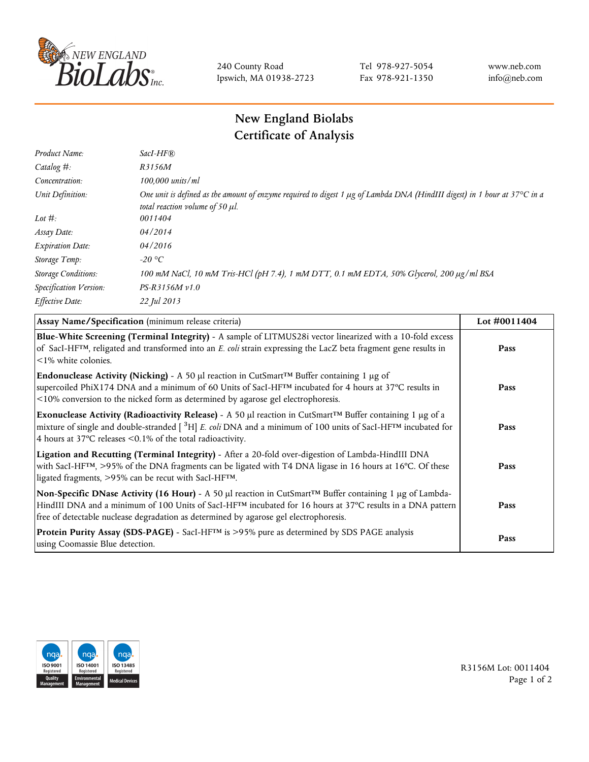240 County Road
Ipswich, MA 01938-2723

Tel 978-927-5054
Fax 978-921-1350

www.neb.com
info@neb.com

# New England Biolabs
# Certificate of Analysis

| | |
|---|---|
| *Product Name:* | *SacI-HF®* |
| *Catalog #:* | *R3156M* |
| *Concentration:* | *100,000 units/ml* |
| *Unit Definition:* | *One unit is defined as the amount of enzyme required to digest 1 µg of Lambda DNA (HindIII digest) in 1 hour at 37°C in a total reaction volume of 50 µl.* |
| *Lot #:* | *0011404* |
| *Assay Date:* | *04/2014* |
| *Expiration Date:* | *04/2016* |
| *Storage Temp:* | *-20 °C* |
| *Storage Conditions:* | *100 mM NaCl, 10 mM Tris-HCl (pH 7.4), 1 mM DTT, 0.1 mM EDTA, 50% Glycerol, 200 µg/ml BSA* |
| *Specification Version:* | *PS-R3156M v1.0* |
| *Effective Date:* | *22 Jul 2013* |

| **Assay Name/Specification** (minimum release criteria) | **Lot #0011404** |
|---|---|
| **Blue-White Screening (Terminal Integrity)** - A sample of LITMUS28i vector linearized with a 10-fold excess of SacI-HF™, religated and transformed into an *E. coli* strain expressing the LacZ beta fragment gene results in <1% white colonies. | **Pass** |
| **Endonuclease Activity (Nicking)** - A 50 µl reaction in CutSmart™ Buffer containing 1 µg of supercoiled PhiX174 DNA and a minimum of 60 Units of SacI-HF™ incubated for 4 hours at 37°C results in <10% conversion to the nicked form as determined by agarose gel electrophoresis. | **Pass** |
| **Exonuclease Activity (Radioactivity Release)** - A 50 µl reaction in CutSmart™ Buffer containing 1 µg of a mixture of single and double-stranded [ $^{3}$H] *E. coli* DNA and a minimum of 100 units of SacI-HF™ incubated for 4 hours at 37°C releases <0.1% of the total radioactivity. | **Pass** |
| **Ligation and Recutting (Terminal Integrity)** - After a 20-fold over-digestion of Lambda-HindIII DNA with SacI-HF™, >95% of the DNA fragments can be ligated with T4 DNA ligase in 16 hours at 16°C. Of these ligated fragments, >95% can be recut with SacI-HF™. | **Pass** |
| **Non-Specific DNase Activity (16 Hour)** - A 50 µl reaction in CutSmart™ Buffer containing 1 µg of Lambda-HindIII DNA and a minimum of 100 Units of SacI-HF™ incubated for 16 hours at 37°C results in a DNA pattern free of detectable nuclease degradation as determined by agarose gel electrophoresis. | **Pass** |
| **Protein Purity Assay (SDS-PAGE)** - SacI-HF™ is >95% pure as determined by SDS PAGE analysis using Coomassie Blue detection. | **Pass** |

R3156M Lot: 0011404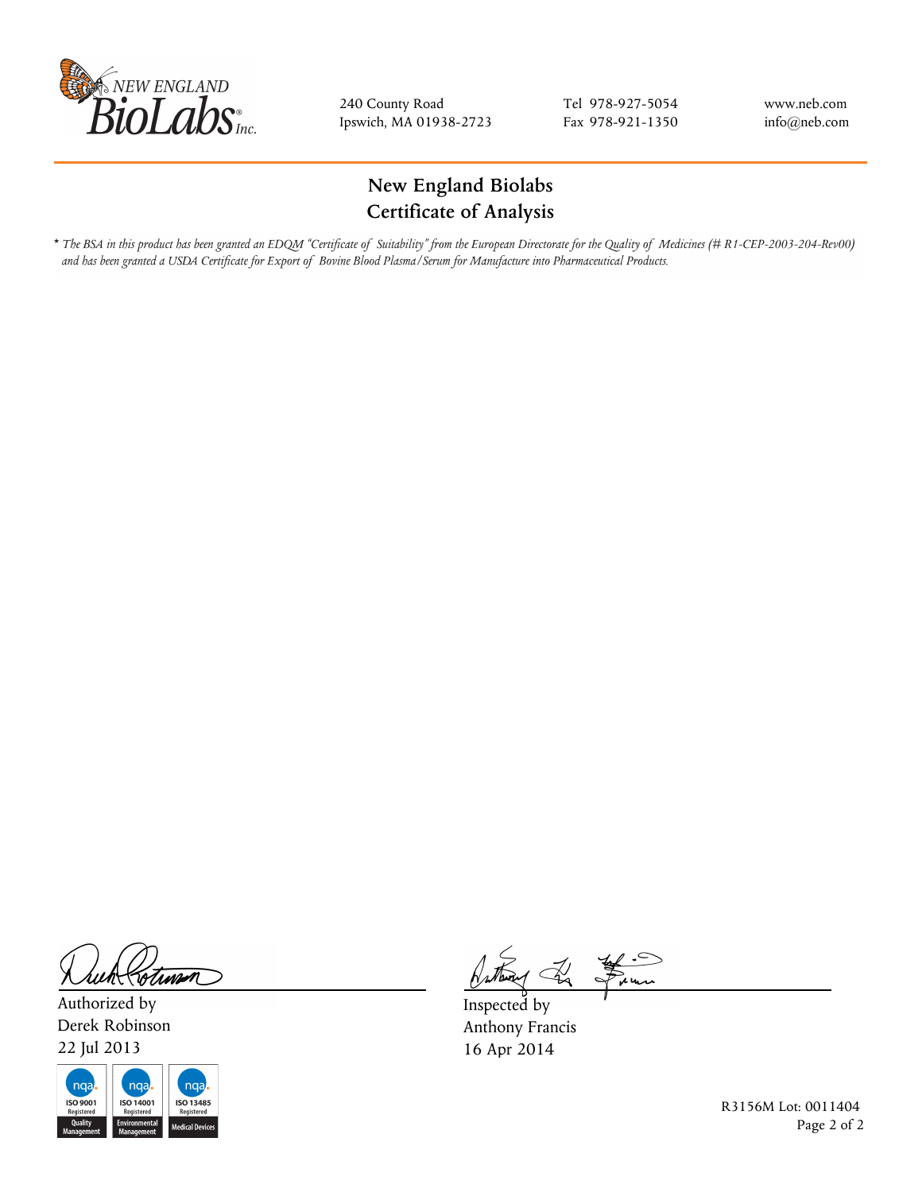240 County Road
Ipswich, MA 01938-2723

Tel 978-927-5054
Fax 978-921-1350

www.neb.com
info@neb.com

## New England Biolabs
## Certificate of Analysis

\* *The BSA in this product has been granted an EDQM "Certificate of Suitability" from the European Directorate for the Quality of Medicines (# R1-CEP-2003-204-Rev00) and has been granted a USDA Certificate for Export of Bovine Blood Plasma/Serum for Manufacture into Pharmaceutical Products.*

Authorized by
Derek Robinson
22 Jul 2013

Inspected by
Anthony Francis
16 Apr 2014

ISO 9001 Registered Quality Management
ISO 14001 Registered Environmental Management
ISO 13485 Registered Medical Devices

R3156M Lot: 0011404